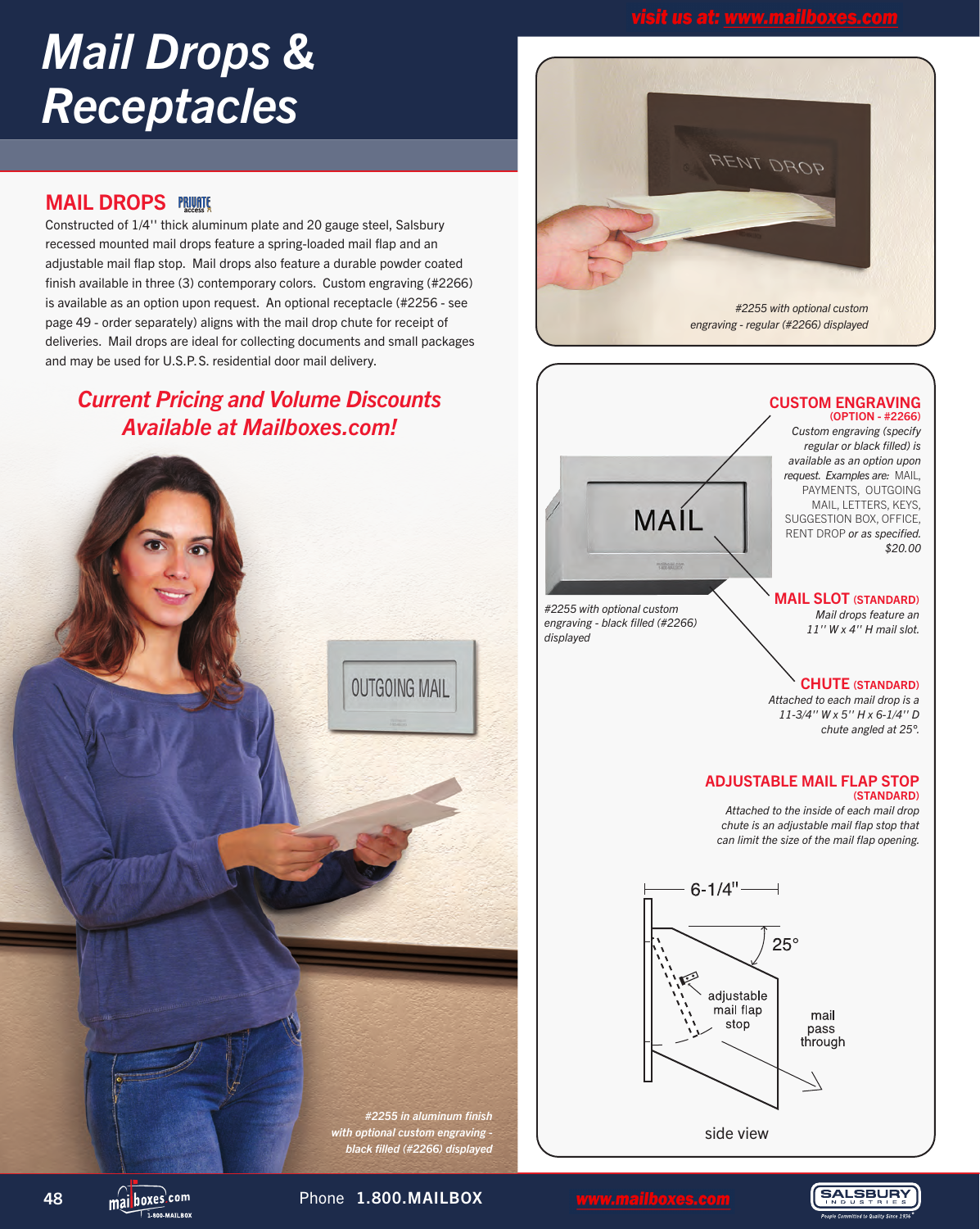# Mail Drops & Receptacles

visit us at: www.mailboxes.com

## MAIL DROPS

Constructed of 1/4'' thick aluminum plate and 20 gauge steel, Salsbury recessed mounted mail drops feature a spring-loaded mail flap and an adjustable mail flap stop. Mail drops also feature a durable powder coated finish available in three (3) contemporary colors. Custom engraving (#2266) is available as an option upon request. An optional receptacle (#2256 - see page 49 - order separately) aligns with the mail drop chute for receipt of deliveries. Mail drops are ideal for collecting documents and small packages and may be used for U.S.P.S. residential door mail delivery.

***Current Pricing and Volume Discounts Available at Mailboxes.com!***

*#2255 in aluminum finish with optional custom engraving - black filled (#2266) displayed*

*#2255 with optional custom engraving - regular (#2266) displayed*

*#2255 with optional custom engraving - black filled (#2266) displayed*

### CUSTOM ENGRAVING (OPTION - #2266)

*Custom engraving (specify regular or black filled) is available as an option upon request. Examples are:* MAIL, PAYMENTS, OUTGOING MAIL, LETTERS, KEYS, SUGGESTION BOX, OFFICE, RENT DROP *or as specified.*
*$20.00*

### MAIL SLOT (STANDARD)

*Mail drops feature an 11'' W x 4'' H mail slot.*

### CHUTE (STANDARD)

*Attached to each mail drop is a 11-3/4'' W x 5'' H x 6-1/4'' D chute angled at 25°.*

### ADJUSTABLE MAIL FLAP STOP (STANDARD)

*Attached to the inside of each mail drop chute is an adjustable mail flap stop that can limit the size of the mail flap opening.*

6-1/4''
25°
adjustable mail flap stop
mail pass through
side view

Phone 1.800.MAILBOX www.mailboxes.com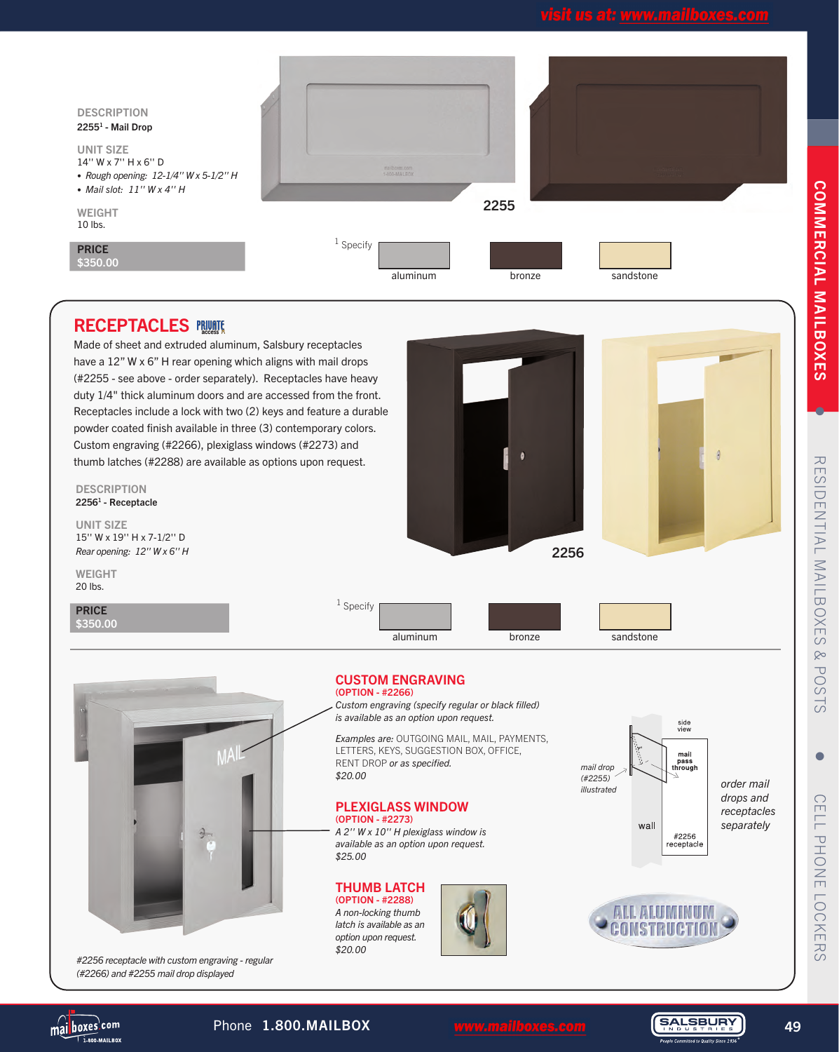DESCRIPTION

**2255[1] - Mail Drop**

UNIT SIZE

14'' W x 7'' H x 6'' D

- *Rough opening: 12-1/4'' W x 5-1/2'' H*
- *Mail slot: 11'' W x 4'' H*

WEIGHT

10 lbs.

**PRICE**

**$350.00**

2255

[1] Specify: aluminum, bronze, sandstone

## RECEPTACLES

Made of sheet and extruded aluminum, Salsbury receptacles have a 12" W x 6" H rear opening which aligns with mail drops (#2255 - see above - order separately). Receptacles have heavy duty 1/4" thick aluminum doors and are accessed from the front. Receptacles include a lock with two (2) keys and feature a durable powder coated finish available in three (3) contemporary colors. Custom engraving (#2266), plexiglass windows (#2273) and thumb latches (#2288) are available as options upon request.

DESCRIPTION

**2256[1] - Receptacle**

UNIT SIZE

15'' W x 19'' H x 7-1/2'' D

*Rear opening: 12'' W x 6'' H*

WEIGHT

20 lbs.

**PRICE**

**$350.00**

2256

[1] Specify: aluminum, bronze, sandstone

### CUSTOM ENGRAVING

**(OPTION - #2266)**

*Custom engraving (specify regular or black filled) is available as an option upon request.*

*Examples are:* OUTGOING MAIL, MAIL, PAYMENTS, LETTERS, KEYS, SUGGESTION BOX, OFFICE, RENT DROP *or as specified.*

*$20.00*

### PLEXIGLASS WINDOW

**(OPTION - #2273)**

*A 2'' W x 10'' H plexiglass window is available as an option upon request.*

*$25.00*

### THUMB LATCH

**(OPTION - #2288)**

*A non-locking thumb latch is available as an option upon request.*

*$20.00*

side view

mail pass through

*mail drop (#2255) illustrated*

wall

#2256 receptacle

*order mail drops and receptacles separately*

ALL ALUMINUM CONSTRUCTION

*#2256 receptacle with custom engraving - regular (#2266) and #2255 mail drop displayed*